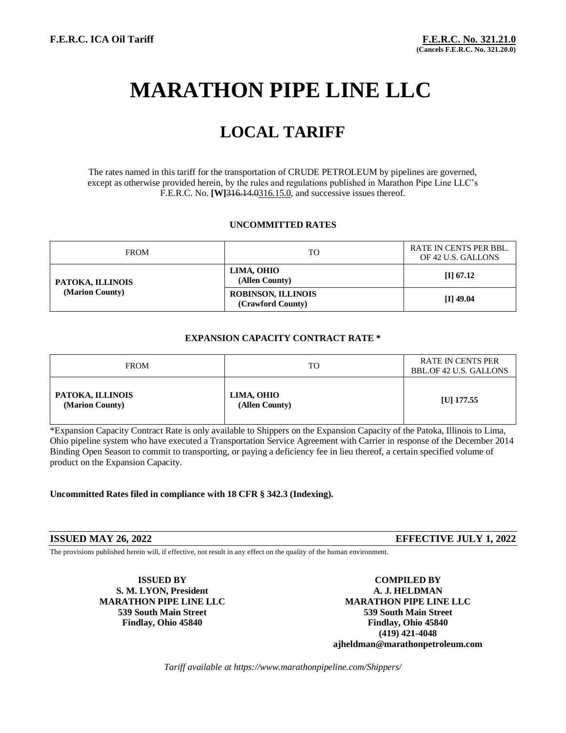**F.E.R.C. ICA Oil Tariff**

**F.E.R.C. No. 321.21.0**
**(Cancels F.E.R.C. No. 321.20.0)**

# MARATHON PIPE LINE LLC

## LOCAL TARIFF

The rates named in this tariff for the transportation of CRUDE PETROLEUM by pipelines are governed, except as otherwise provided herein, by the rules and regulations published in Marathon Pipe Line LLC's F.E.R.C. No. **[W]**~~316.14.0~~316.15.0, and successive issues thereof.

**UNCOMMITTED RATES**

| FROM | TO | RATE IN CENTS PER BBL. OF 42 U.S. GALLONS |
|---|---|---|
| **PATOKA, ILLINOIS (Marion County)** | **LIMA, OHIO (Allen County)** | **[I] 67.12** |
| | **ROBINSON, ILLINOIS (Crawford County)** | **[I] 49.04** |

**EXPANSION CAPACITY CONTRACT RATE ***

| FROM | TO | RATE IN CENTS PER BBL.OF 42 U.S. GALLONS |
|---|---|---|
| **PATOKA, ILLINOIS (Marion County)** | **LIMA, OHIO (Allen County)** | **[U] 177.55** |

*Expansion Capacity Contract Rate is only available to Shippers on the Expansion Capacity of the Patoka, Illinois to Lima, Ohio pipeline system who have executed a Transportation Service Agreement with Carrier in response of the December 2014 Binding Open Season to commit to transporting, or paying a deficiency fee in lieu thereof, a certain specified volume of product on the Expansion Capacity.

**Uncommitted Rates filed in compliance with 18 CFR § 342.3 (Indexing).**

**ISSUED MAY 26, 2022** **EFFECTIVE JULY 1, 2022**

The provisions published herein will, if effective, not result in any effect on the quality of the human environment.

**ISSUED BY**
**S. M. LYON, President**
**MARATHON PIPE LINE LLC**
**539 South Main Street**
**Findlay, Ohio 45840**

**COMPILED BY**
**A. J. HELDMAN**
**MARATHON PIPE LINE LLC**
**539 South Main Street**
**Findlay, Ohio 45840**
**(419) 421-4048**
**ajheldman@marathonpetroleum.com**

*Tariff available at https://www.marathonpipeline.com/Shippers/*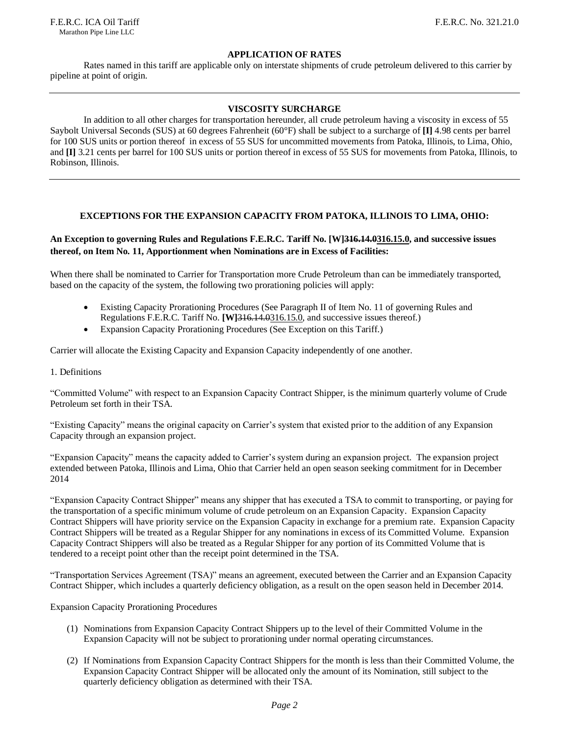## APPLICATION OF RATES

Rates named in this tariff are applicable only on interstate shipments of crude petroleum delivered to this carrier by pipeline at point of origin.

---

## VISCOSITY SURCHARGE

In addition to all other charges for transportation hereunder, all crude petroleum having a viscosity in excess of 55 Saybolt Universal Seconds (SUS) at 60 degrees Fahrenheit (60°F) shall be subject to a surcharge of **[I]** 4.98 cents per barrel for 100 SUS units or portion thereof in excess of 55 SUS for uncommitted movements from Patoka, Illinois, to Lima, Ohio, and **[I]** 3.21 cents per barrel for 100 SUS units or portion thereof in excess of 55 SUS for movements from Patoka, Illinois, to Robinson, Illinois.

---

## EXCEPTIONS FOR THE EXPANSION CAPACITY FROM PATOKA, ILLINOIS TO LIMA, OHIO:

**An Exception to governing Rules and Regulations F.E.R.C. Tariff No. [W]~~316.14.0~~316.15.0, and successive issues thereof, on Item No. 11, Apportionment when Nominations are in Excess of Facilities:**

When there shall be nominated to Carrier for Transportation more Crude Petroleum than can be immediately transported, based on the capacity of the system, the following two prorationing policies will apply:

- Existing Capacity Prorationing Procedures (See Paragraph II of Item No. 11 of governing Rules and Regulations F.E.R.C. Tariff No. **[W]**~~316.14.0~~316.15.0, and successive issues thereof.)
- Expansion Capacity Prorationing Procedures (See Exception on this Tariff.)

Carrier will allocate the Existing Capacity and Expansion Capacity independently of one another.

1. Definitions

"Committed Volume" with respect to an Expansion Capacity Contract Shipper, is the minimum quarterly volume of Crude Petroleum set forth in their TSA.

"Existing Capacity" means the original capacity on Carrier's system that existed prior to the addition of any Expansion Capacity through an expansion project.

"Expansion Capacity" means the capacity added to Carrier's system during an expansion project. The expansion project extended between Patoka, Illinois and Lima, Ohio that Carrier held an open season seeking commitment for in December 2014

"Expansion Capacity Contract Shipper" means any shipper that has executed a TSA to commit to transporting, or paying for the transportation of a specific minimum volume of crude petroleum on an Expansion Capacity. Expansion Capacity Contract Shippers will have priority service on the Expansion Capacity in exchange for a premium rate. Expansion Capacity Contract Shippers will be treated as a Regular Shipper for any nominations in excess of its Committed Volume. Expansion Capacity Contract Shippers will also be treated as a Regular Shipper for any portion of its Committed Volume that is tendered to a receipt point other than the receipt point determined in the TSA.

"Transportation Services Agreement (TSA)" means an agreement, executed between the Carrier and an Expansion Capacity Contract Shipper, which includes a quarterly deficiency obligation, as a result on the open season held in December 2014.

Expansion Capacity Prorationing Procedures

(1) Nominations from Expansion Capacity Contract Shippers up to the level of their Committed Volume in the Expansion Capacity will not be subject to prorationing under normal operating circumstances.

(2) If Nominations from Expansion Capacity Contract Shippers for the month is less than their Committed Volume, the Expansion Capacity Contract Shipper will be allocated only the amount of its Nomination, still subject to the quarterly deficiency obligation as determined with their TSA.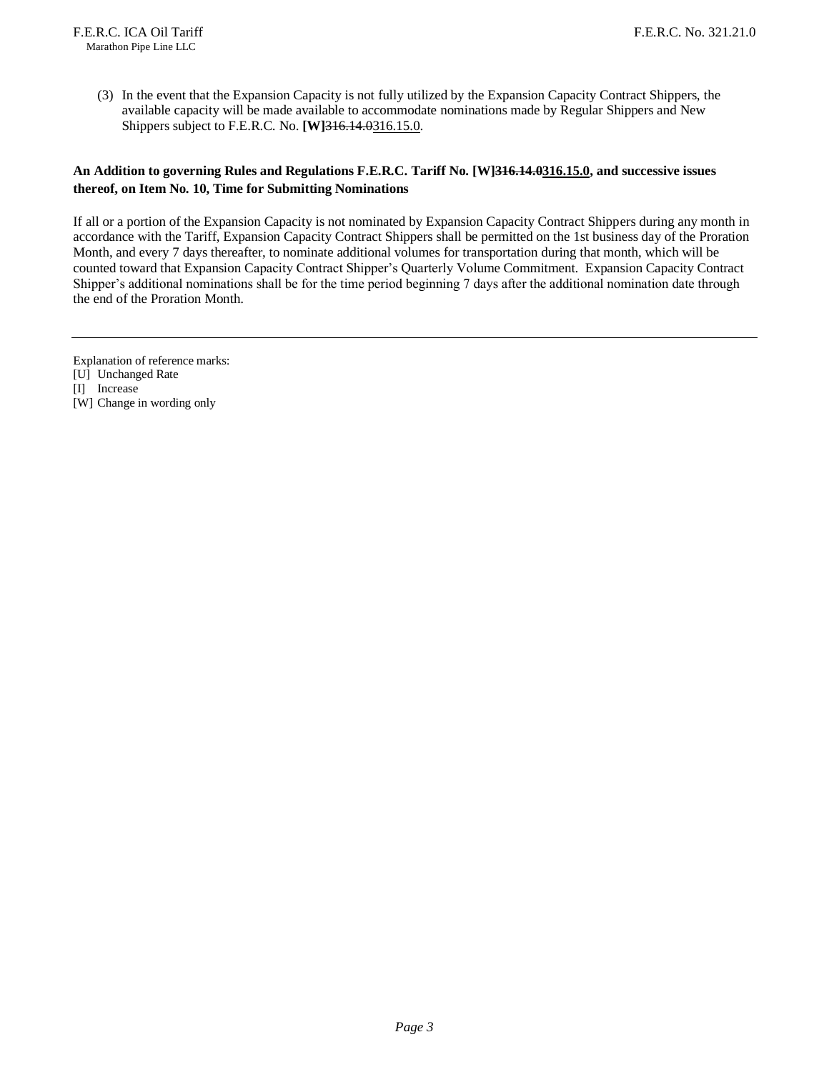(3) In the event that the Expansion Capacity is not fully utilized by the Expansion Capacity Contract Shippers, the available capacity will be made available to accommodate nominations made by Regular Shippers and New Shippers subject to F.E.R.C. No. **[W]**~~316.14.0~~316.15.0.

**An Addition to governing Rules and Regulations F.E.R.C. Tariff No. [W]~~316.14.0~~316.15.0, and successive issues thereof, on Item No. 10, Time for Submitting Nominations**

If all or a portion of the Expansion Capacity is not nominated by Expansion Capacity Contract Shippers during any month in accordance with the Tariff, Expansion Capacity Contract Shippers shall be permitted on the 1st business day of the Proration Month, and every 7 days thereafter, to nominate additional volumes for transportation during that month, which will be counted toward that Expansion Capacity Contract Shipper's Quarterly Volume Commitment. Expansion Capacity Contract Shipper's additional nominations shall be for the time period beginning 7 days after the additional nomination date through the end of the Proration Month.

---

Explanation of reference marks:
[U] Unchanged Rate
[I] Increase
[W] Change in wording only